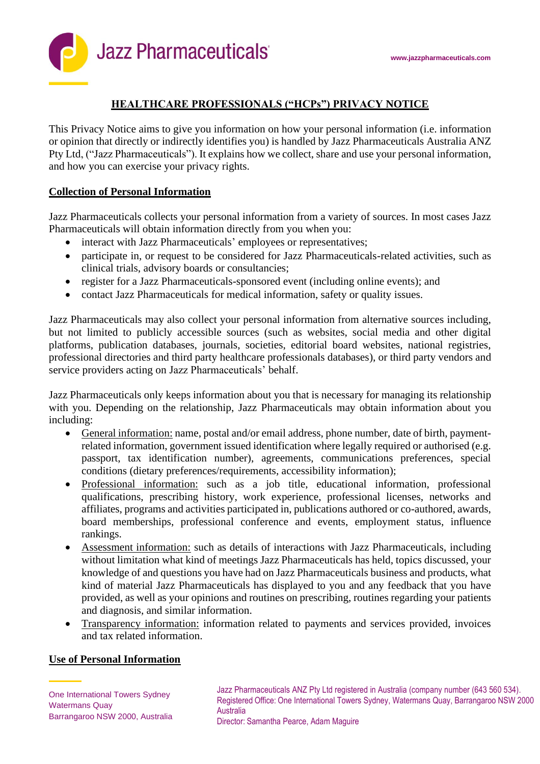# HEALTHCARE PROFESSIONALS ("HCPs") PRIVACY NOTICE

This Privacy Notice aims to give you information on how your personal information (i.e. information or opinion that directly or indirectly identifies you) is handled by Jazz Pharmaceuticals Australia ANZ Pty Ltd, ("Jazz Pharmaceuticals"). It explains how we collect, share and use your personal information, and how you can exercise your privacy rights.

## Collection of Personal Information

Jazz Pharmaceuticals collects your personal information from a variety of sources. In most cases Jazz Pharmaceuticals will obtain information directly from you when you:

- interact with Jazz Pharmaceuticals' employees or representatives;
- participate in, or request to be considered for Jazz Pharmaceuticals-related activities, such as clinical trials, advisory boards or consultancies;
- register for a Jazz Pharmaceuticals-sponsored event (including online events); and
- contact Jazz Pharmaceuticals for medical information, safety or quality issues.

Jazz Pharmaceuticals may also collect your personal information from alternative sources including, but not limited to publicly accessible sources (such as websites, social media and other digital platforms, publication databases, journals, societies, editorial board websites, national registries, professional directories and third party healthcare professionals databases), or third party vendors and service providers acting on Jazz Pharmaceuticals' behalf.

Jazz Pharmaceuticals only keeps information about you that is necessary for managing its relationship with you. Depending on the relationship, Jazz Pharmaceuticals may obtain information about you including:

- General information: name, postal and/or email address, phone number, date of birth, payment-related information, government issued identification where legally required or authorised (e.g. passport, tax identification number), agreements, communications preferences, special conditions (dietary preferences/requirements, accessibility information);
- Professional information: such as a job title, educational information, professional qualifications, prescribing history, work experience, professional licenses, networks and affiliates, programs and activities participated in, publications authored or co-authored, awards, board memberships, professional conference and events, employment status, influence rankings.
- Assessment information: such as details of interactions with Jazz Pharmaceuticals, including without limitation what kind of meetings Jazz Pharmaceuticals has held, topics discussed, your knowledge of and questions you have had on Jazz Pharmaceuticals business and products, what kind of material Jazz Pharmaceuticals has displayed to you and any feedback that you have provided, as well as your opinions and routines on prescribing, routines regarding your patients and diagnosis, and similar information.
- Transparency information: information related to payments and services provided, invoices and tax related information.

## Use of Personal Information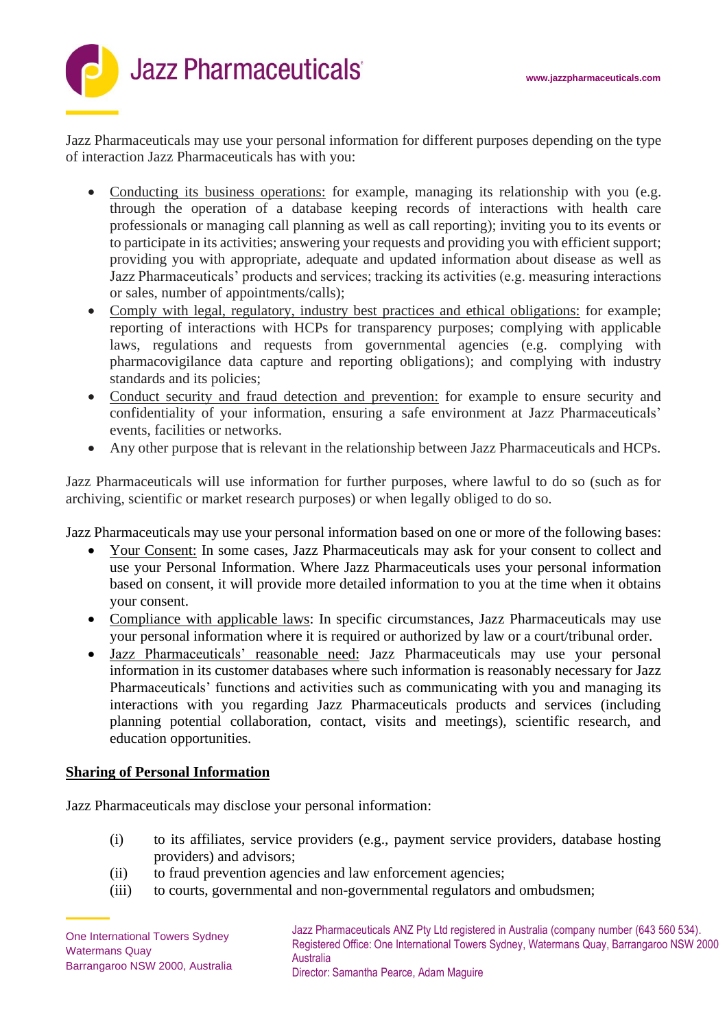Jazz Pharmaceuticals may use your personal information for different purposes depending on the type of interaction Jazz Pharmaceuticals has with you:

- Conducting its business operations: for example, managing its relationship with you (e.g. through the operation of a database keeping records of interactions with health care professionals or managing call planning as well as call reporting); inviting you to its events or to participate in its activities; answering your requests and providing you with efficient support; providing you with appropriate, adequate and updated information about disease as well as Jazz Pharmaceuticals' products and services; tracking its activities (e.g. measuring interactions or sales, number of appointments/calls);
- Comply with legal, regulatory, industry best practices and ethical obligations: for example; reporting of interactions with HCPs for transparency purposes; complying with applicable laws, regulations and requests from governmental agencies (e.g. complying with pharmacovigilance data capture and reporting obligations); and complying with industry standards and its policies;
- Conduct security and fraud detection and prevention: for example to ensure security and confidentiality of your information, ensuring a safe environment at Jazz Pharmaceuticals' events, facilities or networks.
- Any other purpose that is relevant in the relationship between Jazz Pharmaceuticals and HCPs.

Jazz Pharmaceuticals will use information for further purposes, where lawful to do so (such as for archiving, scientific or market research purposes) or when legally obliged to do so.

Jazz Pharmaceuticals may use your personal information based on one or more of the following bases:

- Your Consent: In some cases, Jazz Pharmaceuticals may ask for your consent to collect and use your Personal Information. Where Jazz Pharmaceuticals uses your personal information based on consent, it will provide more detailed information to you at the time when it obtains your consent.
- Compliance with applicable laws: In specific circumstances, Jazz Pharmaceuticals may use your personal information where it is required or authorized by law or a court/tribunal order.
- Jazz Pharmaceuticals' reasonable need: Jazz Pharmaceuticals may use your personal information in its customer databases where such information is reasonably necessary for Jazz Pharmaceuticals' functions and activities such as communicating with you and managing its interactions with you regarding Jazz Pharmaceuticals products and services (including planning potential collaboration, contact, visits and meetings), scientific research, and education opportunities.

## Sharing of Personal Information

Jazz Pharmaceuticals may disclose your personal information:

(i) to its affiliates, service providers (e.g., payment service providers, database hosting providers) and advisors;

(ii) to fraud prevention agencies and law enforcement agencies;

(iii) to courts, governmental and non-governmental regulators and ombudsmen;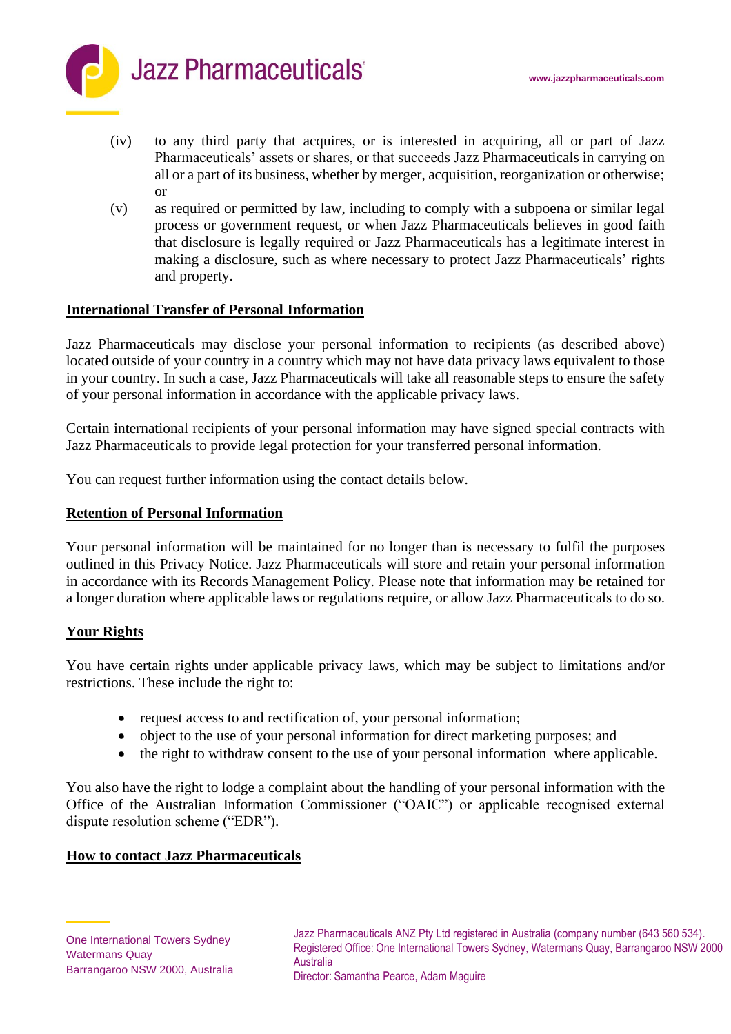(iv) to any third party that acquires, or is interested in acquiring, all or part of Jazz Pharmaceuticals' assets or shares, or that succeeds Jazz Pharmaceuticals in carrying on all or a part of its business, whether by merger, acquisition, reorganization or otherwise; or

(v) as required or permitted by law, including to comply with a subpoena or similar legal process or government request, or when Jazz Pharmaceuticals believes in good faith that disclosure is legally required or Jazz Pharmaceuticals has a legitimate interest in making a disclosure, such as where necessary to protect Jazz Pharmaceuticals' rights and property.

## International Transfer of Personal Information

Jazz Pharmaceuticals may disclose your personal information to recipients (as described above) located outside of your country in a country which may not have data privacy laws equivalent to those in your country. In such a case, Jazz Pharmaceuticals will take all reasonable steps to ensure the safety of your personal information in accordance with the applicable privacy laws.

Certain international recipients of your personal information may have signed special contracts with Jazz Pharmaceuticals to provide legal protection for your transferred personal information.

You can request further information using the contact details below.

## Retention of Personal Information

Your personal information will be maintained for no longer than is necessary to fulfil the purposes outlined in this Privacy Notice. Jazz Pharmaceuticals will store and retain your personal information in accordance with its Records Management Policy. Please note that information may be retained for a longer duration where applicable laws or regulations require, or allow Jazz Pharmaceuticals to do so.

## Your Rights

You have certain rights under applicable privacy laws, which may be subject to limitations and/or restrictions. These include the right to:

- request access to and rectification of, your personal information;
- object to the use of your personal information for direct marketing purposes; and
- the right to withdraw consent to the use of your personal information where applicable.

You also have the right to lodge a complaint about the handling of your personal information with the Office of the Australian Information Commissioner ("OAIC") or applicable recognised external dispute resolution scheme ("EDR").

## How to contact Jazz Pharmaceuticals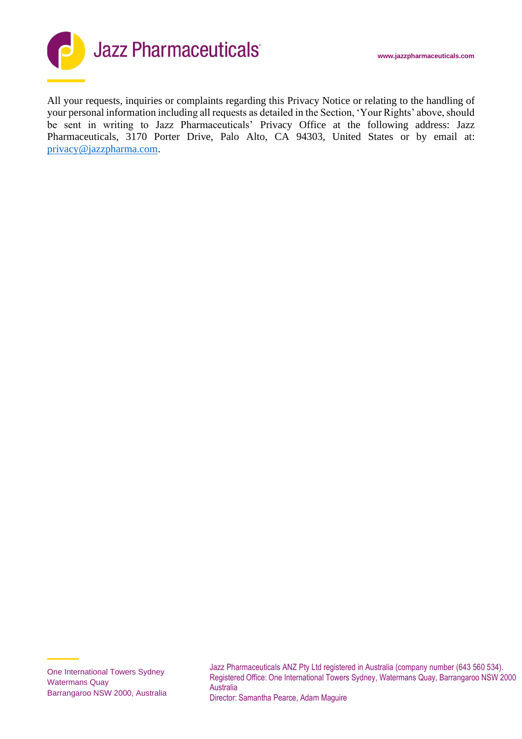All your requests, inquiries or complaints regarding this Privacy Notice or relating to the handling of your personal information including all requests as detailed in the Section, 'Your Rights' above, should be sent in writing to Jazz Pharmaceuticals' Privacy Office at the following address: Jazz Pharmaceuticals, 3170 Porter Drive, Palo Alto, CA 94303, United States or by email at: privacy@jazzpharma.com.